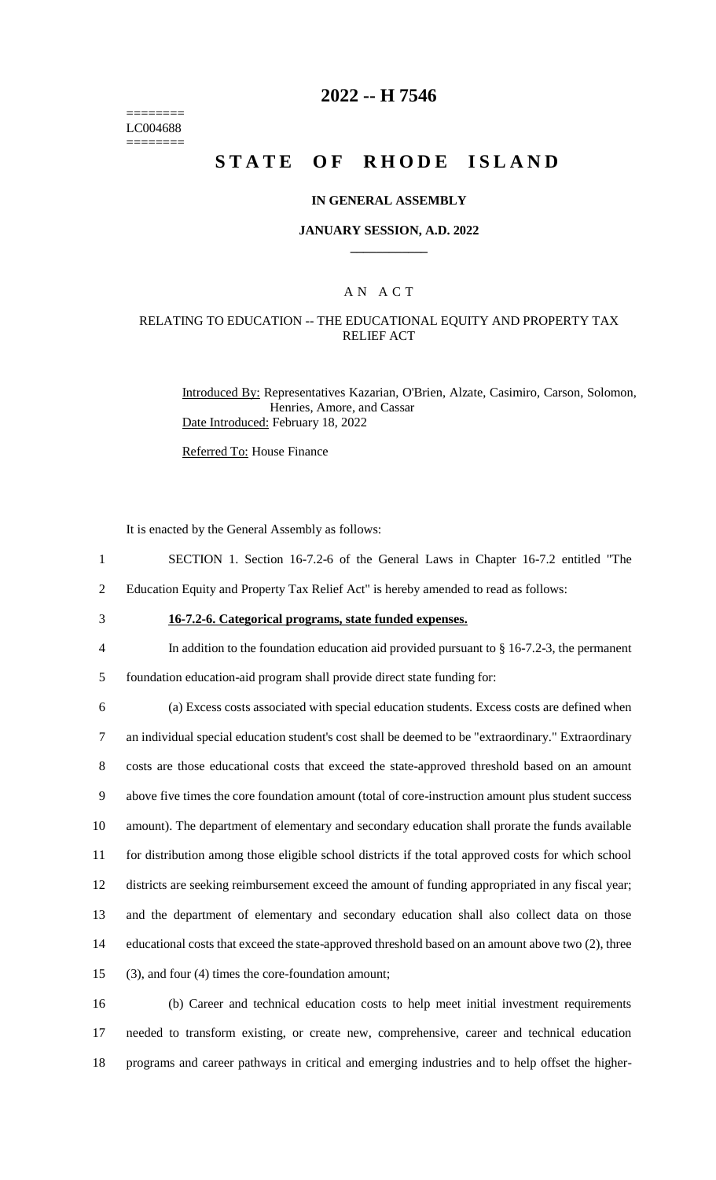========
LC004688
========

# 2022 -- H 7546

# STATE OF RHODE ISLAND

### IN GENERAL ASSEMBLY

### JANUARY SESSION, A.D. 2022

## A N A C T

### RELATING TO EDUCATION -- THE EDUCATIONAL EQUITY AND PROPERTY TAX RELIEF ACT

Introduced By: Representatives Kazarian, O'Brien, Alzate, Casimiro, Carson, Solomon, Henries, Amore, and Cassar

Date Introduced: February 18, 2022

Referred To: House Finance

It is enacted by the General Assembly as follows:

1 SECTION 1. Section 16-7.2-6 of the General Laws in Chapter 16-7.2 entitled "The
2 Education Equity and Property Tax Relief Act" is hereby amended to read as follows:

3 **16-7.2-6. Categorical programs, state funded expenses.**

4 In addition to the foundation education aid provided pursuant to § 16-7.2-3, the permanent
5 foundation education-aid program shall provide direct state funding for:

6 (a) Excess costs associated with special education students. Excess costs are defined when
7 an individual special education student's cost shall be deemed to be "extraordinary." Extraordinary
8 costs are those educational costs that exceed the state-approved threshold based on an amount
9 above five times the core foundation amount (total of core-instruction amount plus student success
10 amount). The department of elementary and secondary education shall prorate the funds available
11 for distribution among those eligible school districts if the total approved costs for which school
12 districts are seeking reimbursement exceed the amount of funding appropriated in any fiscal year;
13 and the department of elementary and secondary education shall also collect data on those
14 educational costs that exceed the state-approved threshold based on an amount above two (2), three
15 (3), and four (4) times the core-foundation amount;

16 (b) Career and technical education costs to help meet initial investment requirements
17 needed to transform existing, or create new, comprehensive, career and technical education
18 programs and career pathways in critical and emerging industries and to help offset the higher-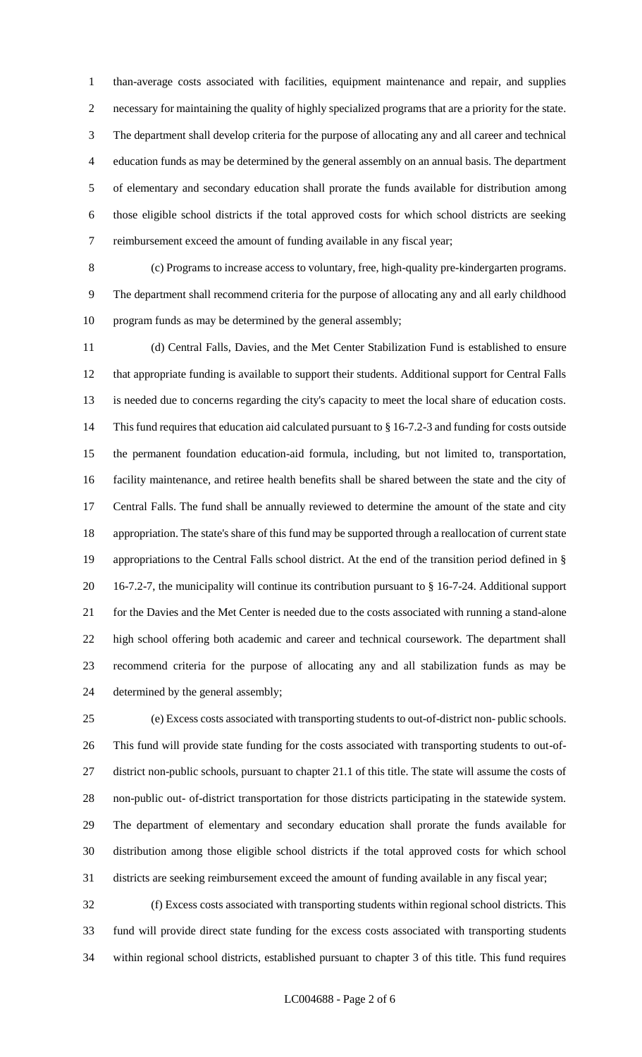than-average costs associated with facilities, equipment maintenance and repair, and supplies necessary for maintaining the quality of highly specialized programs that are a priority for the state. The department shall develop criteria for the purpose of allocating any and all career and technical education funds as may be determined by the general assembly on an annual basis. The department of elementary and secondary education shall prorate the funds available for distribution among those eligible school districts if the total approved costs for which school districts are seeking reimbursement exceed the amount of funding available in any fiscal year;

(c) Programs to increase access to voluntary, free, high-quality pre-kindergarten programs. The department shall recommend criteria for the purpose of allocating any and all early childhood program funds as may be determined by the general assembly;

(d) Central Falls, Davies, and the Met Center Stabilization Fund is established to ensure that appropriate funding is available to support their students. Additional support for Central Falls is needed due to concerns regarding the city's capacity to meet the local share of education costs. This fund requires that education aid calculated pursuant to § 16-7.2-3 and funding for costs outside the permanent foundation education-aid formula, including, but not limited to, transportation, facility maintenance, and retiree health benefits shall be shared between the state and the city of Central Falls. The fund shall be annually reviewed to determine the amount of the state and city appropriation. The state's share of this fund may be supported through a reallocation of current state appropriations to the Central Falls school district. At the end of the transition period defined in § 16-7.2-7, the municipality will continue its contribution pursuant to § 16-7-24. Additional support for the Davies and the Met Center is needed due to the costs associated with running a stand-alone high school offering both academic and career and technical coursework. The department shall recommend criteria for the purpose of allocating any and all stabilization funds as may be determined by the general assembly;

(e) Excess costs associated with transporting students to out-of-district non- public schools. This fund will provide state funding for the costs associated with transporting students to out-of-district non-public schools, pursuant to chapter 21.1 of this title. The state will assume the costs of non-public out- of-district transportation for those districts participating in the statewide system. The department of elementary and secondary education shall prorate the funds available for distribution among those eligible school districts if the total approved costs for which school districts are seeking reimbursement exceed the amount of funding available in any fiscal year;

(f) Excess costs associated with transporting students within regional school districts. This fund will provide direct state funding for the excess costs associated with transporting students within regional school districts, established pursuant to chapter 3 of this title. This fund requires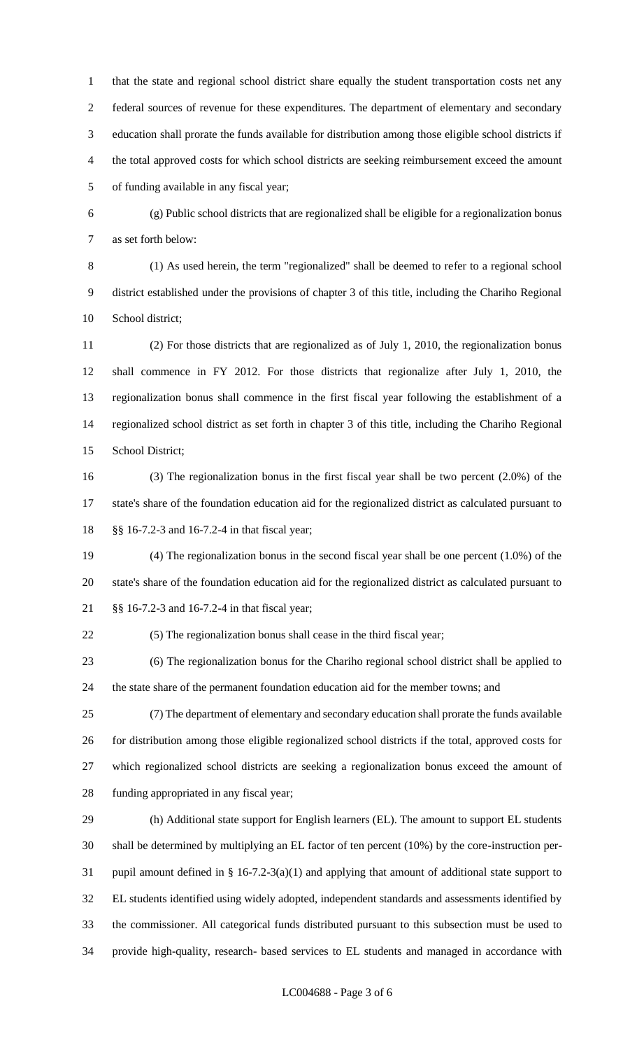that the state and regional school district share equally the student transportation costs net any federal sources of revenue for these expenditures. The department of elementary and secondary education shall prorate the funds available for distribution among those eligible school districts if the total approved costs for which school districts are seeking reimbursement exceed the amount of funding available in any fiscal year;

(g) Public school districts that are regionalized shall be eligible for a regionalization bonus as set forth below:

(1) As used herein, the term "regionalized" shall be deemed to refer to a regional school district established under the provisions of chapter 3 of this title, including the Chariho Regional School district;

(2) For those districts that are regionalized as of July 1, 2010, the regionalization bonus shall commence in FY 2012. For those districts that regionalize after July 1, 2010, the regionalization bonus shall commence in the first fiscal year following the establishment of a regionalized school district as set forth in chapter 3 of this title, including the Chariho Regional School District;

(3) The regionalization bonus in the first fiscal year shall be two percent (2.0%) of the state's share of the foundation education aid for the regionalized district as calculated pursuant to §§ 16-7.2-3 and 16-7.2-4 in that fiscal year;

(4) The regionalization bonus in the second fiscal year shall be one percent (1.0%) of the state's share of the foundation education aid for the regionalized district as calculated pursuant to §§ 16-7.2-3 and 16-7.2-4 in that fiscal year;

(5) The regionalization bonus shall cease in the third fiscal year;

(6) The regionalization bonus for the Chariho regional school district shall be applied to the state share of the permanent foundation education aid for the member towns; and

(7) The department of elementary and secondary education shall prorate the funds available for distribution among those eligible regionalized school districts if the total, approved costs for which regionalized school districts are seeking a regionalization bonus exceed the amount of funding appropriated in any fiscal year;

(h) Additional state support for English learners (EL). The amount to support EL students shall be determined by multiplying an EL factor of ten percent (10%) by the core-instruction per-pupil amount defined in § 16-7.2-3(a)(1) and applying that amount of additional state support to EL students identified using widely adopted, independent standards and assessments identified by the commissioner. All categorical funds distributed pursuant to this subsection must be used to provide high-quality, research- based services to EL students and managed in accordance with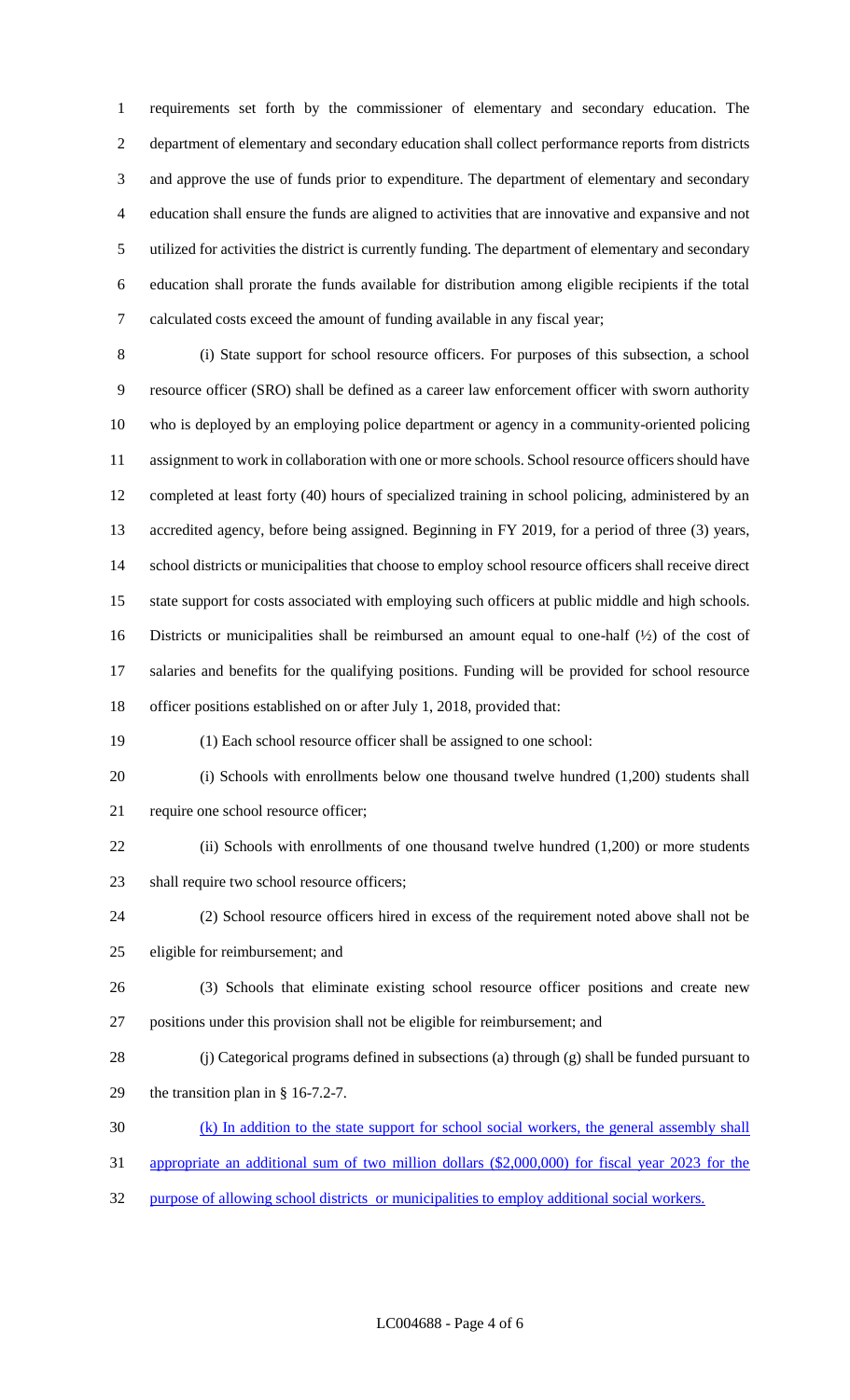requirements set forth by the commissioner of elementary and secondary education. The department of elementary and secondary education shall collect performance reports from districts and approve the use of funds prior to expenditure. The department of elementary and secondary education shall ensure the funds are aligned to activities that are innovative and expansive and not utilized for activities the district is currently funding. The department of elementary and secondary education shall prorate the funds available for distribution among eligible recipients if the total calculated costs exceed the amount of funding available in any fiscal year;

(i) State support for school resource officers. For purposes of this subsection, a school resource officer (SRO) shall be defined as a career law enforcement officer with sworn authority who is deployed by an employing police department or agency in a community-oriented policing assignment to work in collaboration with one or more schools. School resource officers should have completed at least forty (40) hours of specialized training in school policing, administered by an accredited agency, before being assigned. Beginning in FY 2019, for a period of three (3) years, school districts or municipalities that choose to employ school resource officers shall receive direct state support for costs associated with employing such officers at public middle and high schools. Districts or municipalities shall be reimbursed an amount equal to one-half (½) of the cost of salaries and benefits for the qualifying positions. Funding will be provided for school resource officer positions established on or after July 1, 2018, provided that:

(1) Each school resource officer shall be assigned to one school:

(i) Schools with enrollments below one thousand twelve hundred (1,200) students shall require one school resource officer;

(ii) Schools with enrollments of one thousand twelve hundred (1,200) or more students shall require two school resource officers;

(2) School resource officers hired in excess of the requirement noted above shall not be eligible for reimbursement; and

(3) Schools that eliminate existing school resource officer positions and create new positions under this provision shall not be eligible for reimbursement; and

(j) Categorical programs defined in subsections (a) through (g) shall be funded pursuant to the transition plan in § 16-7.2-7.

(k) In addition to the state support for school social workers, the general assembly shall appropriate an additional sum of two million dollars ($2,000,000) for fiscal year 2023 for the purpose of allowing school districts or municipalities to employ additional social workers.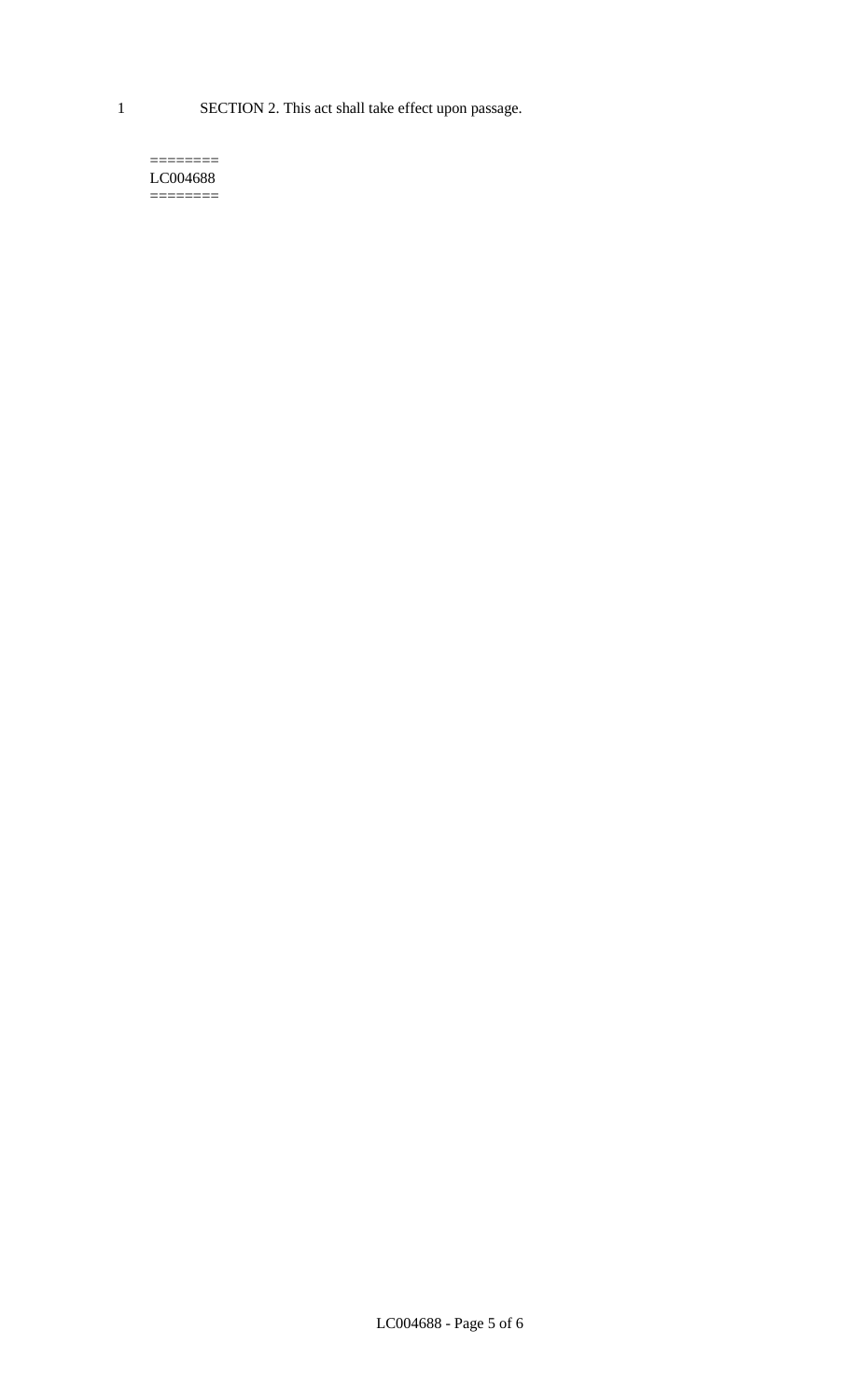1 SECTION 2. This act shall take effect upon passage.

========
LC004688
========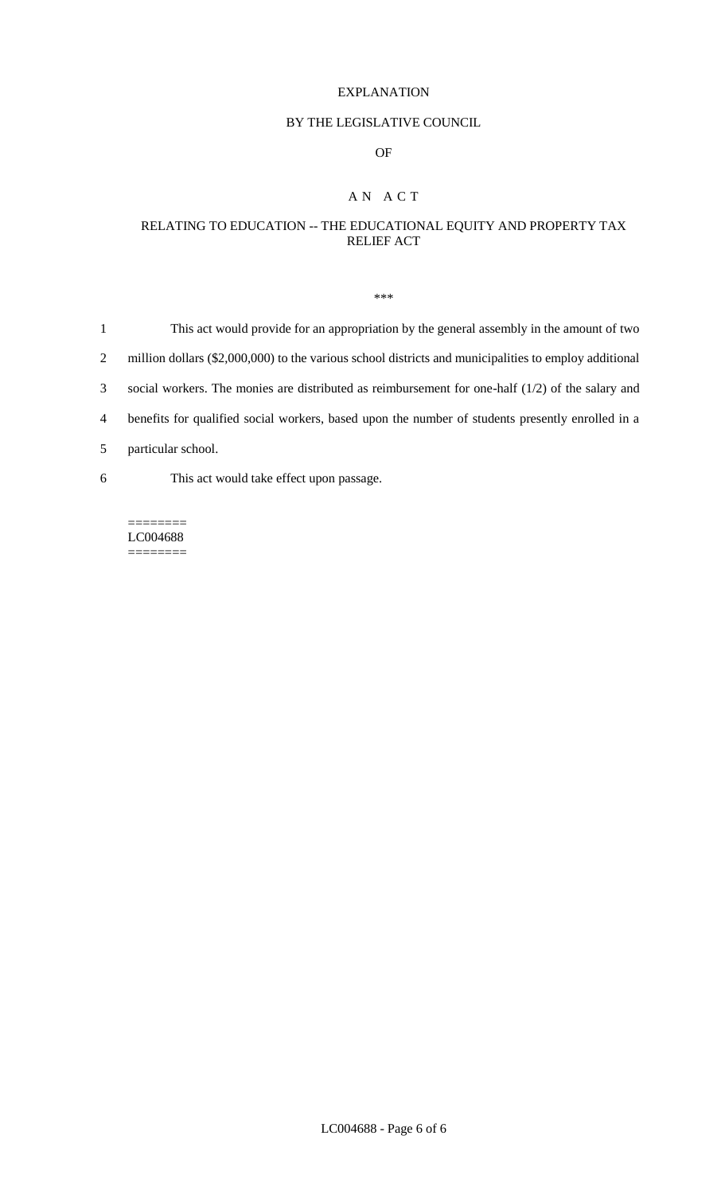EXPLANATION

BY THE LEGISLATIVE COUNCIL

OF

A N A C T

RELATING TO EDUCATION -- THE EDUCATIONAL EQUITY AND PROPERTY TAX RELIEF ACT

\*\*\*

1 This act would provide for an appropriation by the general assembly in the amount of two
2 million dollars ($2,000,000) to the various school districts and municipalities to employ additional
3 social workers. The monies are distributed as reimbursement for one-half (1/2) of the salary and
4 benefits for qualified social workers, based upon the number of students presently enrolled in a
5 particular school.

6 This act would take effect upon passage.

========
LC004688
========